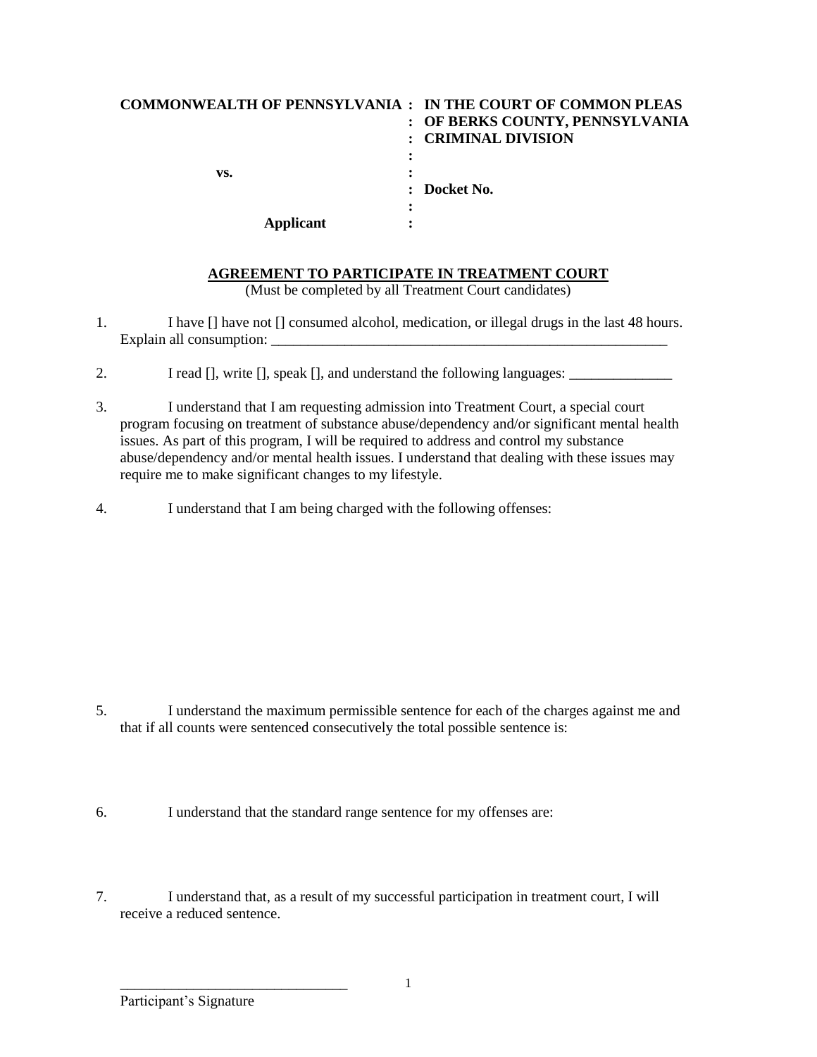| COMMONWEALTH OF PENNSYLVANIA | : | IN THE COURT OF COMMON PLEAS |
|---|---|---|
| | : | OF BERKS COUNTY, PENNSYLVANIA |
| | : | CRIMINAL DIVISION |
| | : | |
| vs. | : | |
| | : | Docket No. |
| | : | |
| Applicant | : | |

## AGREEMENT TO PARTICIPATE IN TREATMENT COURT

(Must be completed by all Treatment Court candidates)

1. I have [] have not [] consumed alcohol, medication, or illegal drugs in the last 48 hours. Explain all consumption: _________________________________________________________

2. I read [], write [], speak [], and understand the following languages: ______________

3. I understand that I am requesting admission into Treatment Court, a special court program focusing on treatment of substance abuse/dependency and/or significant mental health issues. As part of this program, I will be required to address and control my substance abuse/dependency and/or mental health issues. I understand that dealing with these issues may require me to make significant changes to my lifestyle.

4. I understand that I am being charged with the following offenses:

5. I understand the maximum permissible sentence for each of the charges against me and that if all counts were sentenced consecutively the total possible sentence is:

6. I understand that the standard range sentence for my offenses are:

7. I understand that, as a result of my successful participation in treatment court, I will receive a reduced sentence.

_______________________________
Participant's Signature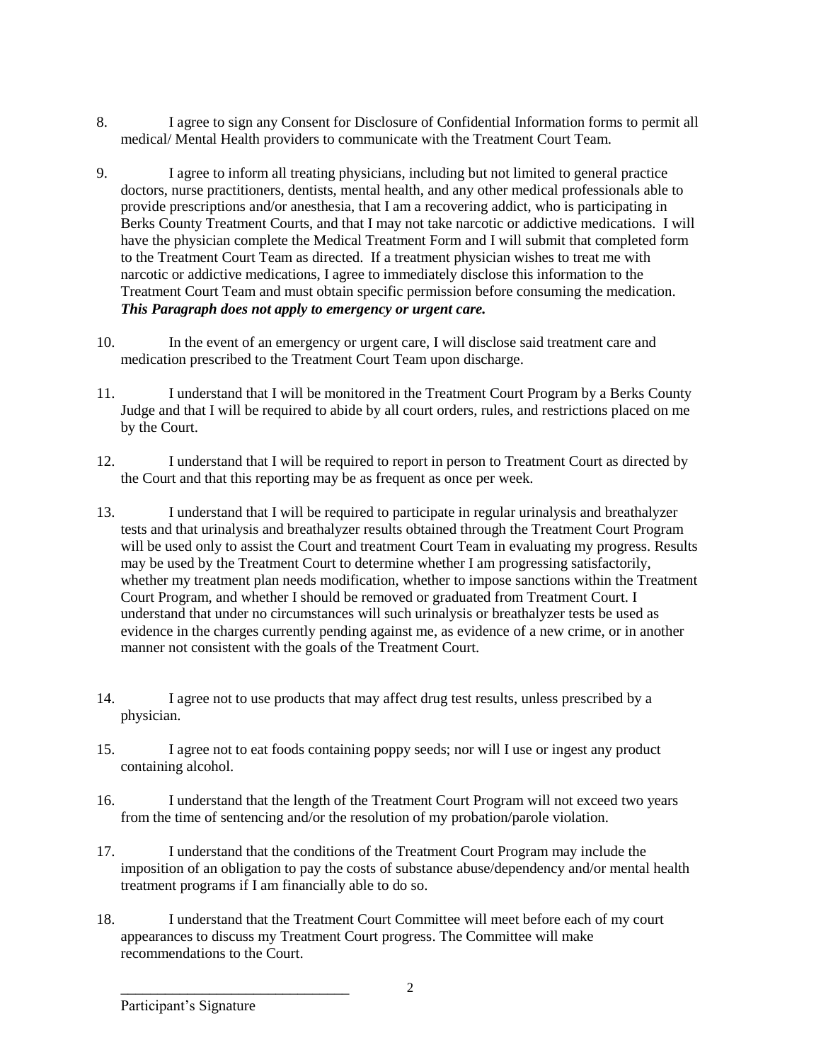8. I agree to sign any Consent for Disclosure of Confidential Information forms to permit all medical/ Mental Health providers to communicate with the Treatment Court Team.

9. I agree to inform all treating physicians, including but not limited to general practice doctors, nurse practitioners, dentists, mental health, and any other medical professionals able to provide prescriptions and/or anesthesia, that I am a recovering addict, who is participating in Berks County Treatment Courts, and that I may not take narcotic or addictive medications. I will have the physician complete the Medical Treatment Form and I will submit that completed form to the Treatment Court Team as directed. If a treatment physician wishes to treat me with narcotic or addictive medications, I agree to immediately disclose this information to the Treatment Court Team and must obtain specific permission before consuming the medication. ***This Paragraph does not apply to emergency or urgent care.***

10. In the event of an emergency or urgent care, I will disclose said treatment care and medication prescribed to the Treatment Court Team upon discharge.

11. I understand that I will be monitored in the Treatment Court Program by a Berks County Judge and that I will be required to abide by all court orders, rules, and restrictions placed on me by the Court.

12. I understand that I will be required to report in person to Treatment Court as directed by the Court and that this reporting may be as frequent as once per week.

13. I understand that I will be required to participate in regular urinalysis and breathalyzer tests and that urinalysis and breathalyzer results obtained through the Treatment Court Program will be used only to assist the Court and treatment Court Team in evaluating my progress. Results may be used by the Treatment Court to determine whether I am progressing satisfactorily, whether my treatment plan needs modification, whether to impose sanctions within the Treatment Court Program, and whether I should be removed or graduated from Treatment Court. I understand that under no circumstances will such urinalysis or breathalyzer tests be used as evidence in the charges currently pending against me, as evidence of a new crime, or in another manner not consistent with the goals of the Treatment Court.

14. I agree not to use products that may affect drug test results, unless prescribed by a physician.

15. I agree not to eat foods containing poppy seeds; nor will I use or ingest any product containing alcohol.

16. I understand that the length of the Treatment Court Program will not exceed two years from the time of sentencing and/or the resolution of my probation/parole violation.

17. I understand that the conditions of the Treatment Court Program may include the imposition of an obligation to pay the costs of substance abuse/dependency and/or mental health treatment programs if I am financially able to do so.

18. I understand that the Treatment Court Committee will meet before each of my court appearances to discuss my Treatment Court progress. The Committee will make recommendations to the Court.

_______________________________
Participant's Signature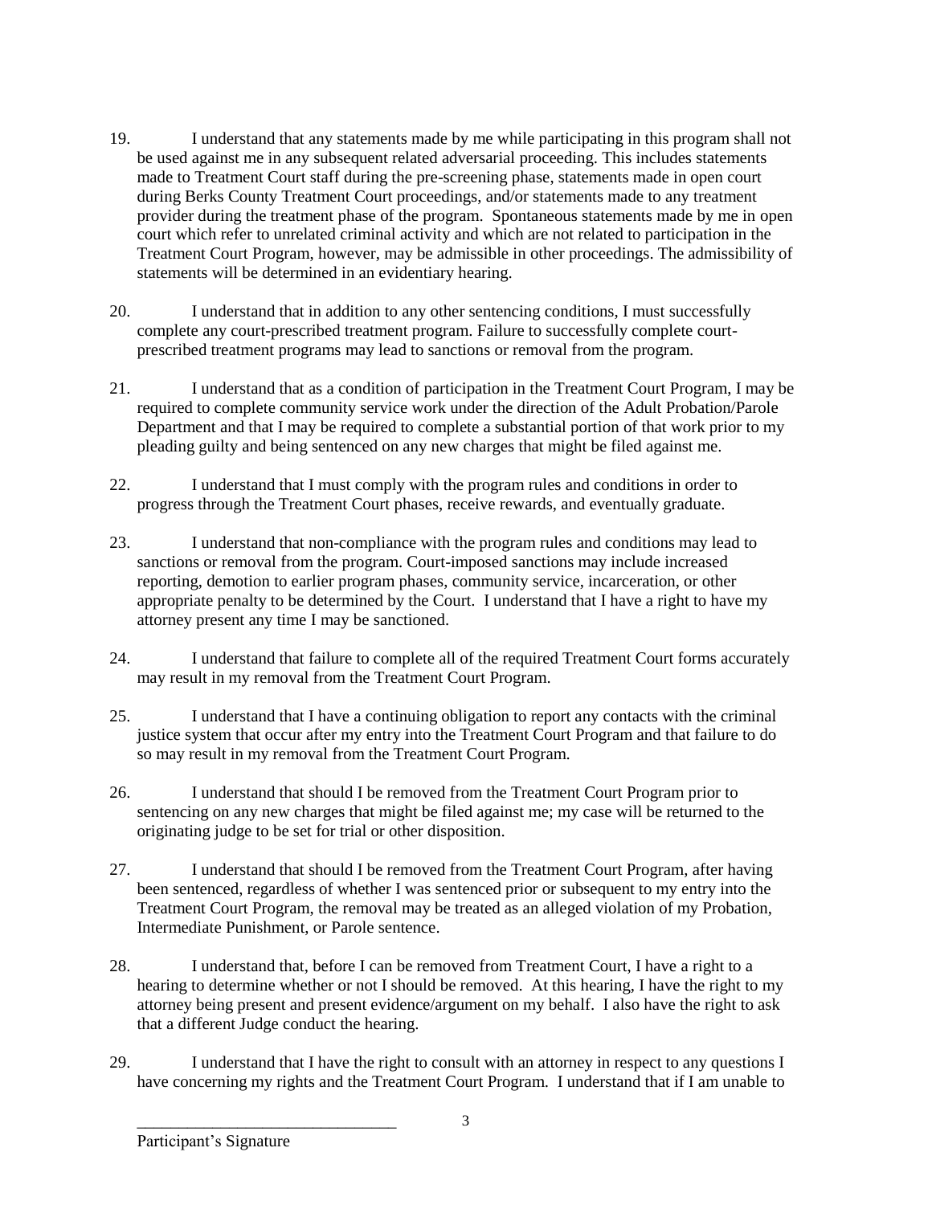19. I understand that any statements made by me while participating in this program shall not be used against me in any subsequent related adversarial proceeding. This includes statements made to Treatment Court staff during the pre-screening phase, statements made in open court during Berks County Treatment Court proceedings, and/or statements made to any treatment provider during the treatment phase of the program. Spontaneous statements made by me in open court which refer to unrelated criminal activity and which are not related to participation in the Treatment Court Program, however, may be admissible in other proceedings. The admissibility of statements will be determined in an evidentiary hearing.

20. I understand that in addition to any other sentencing conditions, I must successfully complete any court-prescribed treatment program. Failure to successfully complete court-prescribed treatment programs may lead to sanctions or removal from the program.

21. I understand that as a condition of participation in the Treatment Court Program, I may be required to complete community service work under the direction of the Adult Probation/Parole Department and that I may be required to complete a substantial portion of that work prior to my pleading guilty and being sentenced on any new charges that might be filed against me.

22. I understand that I must comply with the program rules and conditions in order to progress through the Treatment Court phases, receive rewards, and eventually graduate.

23. I understand that non-compliance with the program rules and conditions may lead to sanctions or removal from the program. Court-imposed sanctions may include increased reporting, demotion to earlier program phases, community service, incarceration, or other appropriate penalty to be determined by the Court. I understand that I have a right to have my attorney present any time I may be sanctioned.

24. I understand that failure to complete all of the required Treatment Court forms accurately may result in my removal from the Treatment Court Program.

25. I understand that I have a continuing obligation to report any contacts with the criminal justice system that occur after my entry into the Treatment Court Program and that failure to do so may result in my removal from the Treatment Court Program.

26. I understand that should I be removed from the Treatment Court Program prior to sentencing on any new charges that might be filed against me; my case will be returned to the originating judge to be set for trial or other disposition.

27. I understand that should I be removed from the Treatment Court Program, after having been sentenced, regardless of whether I was sentenced prior or subsequent to my entry into the Treatment Court Program, the removal may be treated as an alleged violation of my Probation, Intermediate Punishment, or Parole sentence.

28. I understand that, before I can be removed from Treatment Court, I have a right to a hearing to determine whether or not I should be removed. At this hearing, I have the right to my attorney being present and present evidence/argument on my behalf. I also have the right to ask that a different Judge conduct the hearing.

29. I understand that I have the right to consult with an attorney in respect to any questions I have concerning my rights and the Treatment Court Program. I understand that if I am unable to

_______________________________
Participant's Signature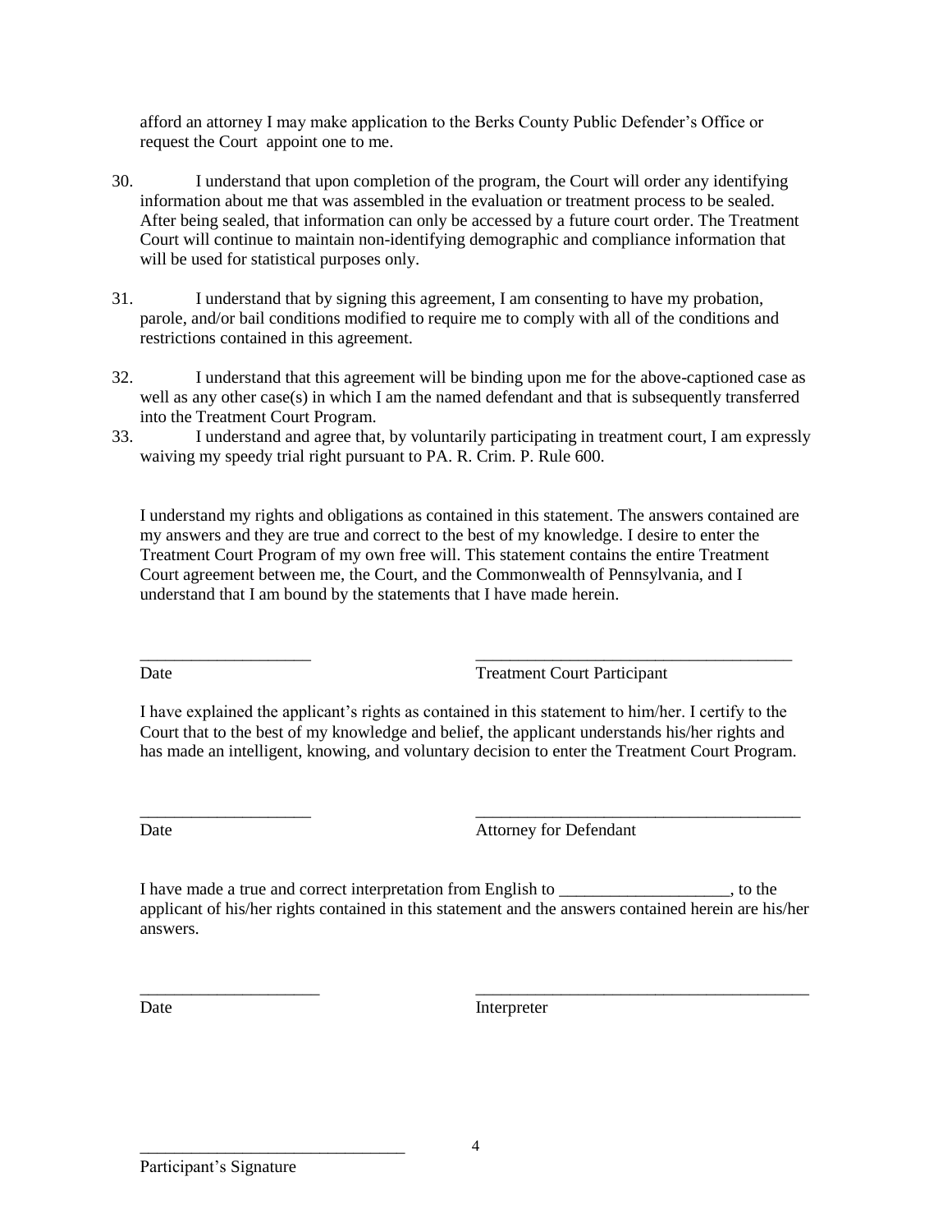afford an attorney I may make application to the Berks County Public Defender's Office or request the Court appoint one to me.

30. I understand that upon completion of the program, the Court will order any identifying information about me that was assembled in the evaluation or treatment process to be sealed. After being sealed, that information can only be accessed by a future court order. The Treatment Court will continue to maintain non-identifying demographic and compliance information that will be used for statistical purposes only.

31. I understand that by signing this agreement, I am consenting to have my probation, parole, and/or bail conditions modified to require me to comply with all of the conditions and restrictions contained in this agreement.

32. I understand that this agreement will be binding upon me for the above-captioned case as well as any other case(s) in which I am the named defendant and that is subsequently transferred into the Treatment Court Program.

33. I understand and agree that, by voluntarily participating in treatment court, I am expressly waiving my speedy trial right pursuant to PA. R. Crim. P. Rule 600.

I understand my rights and obligations as contained in this statement. The answers contained are my answers and they are true and correct to the best of my knowledge. I desire to enter the Treatment Court Program of my own free will. This statement contains the entire Treatment Court agreement between me, the Court, and the Commonwealth of Pennsylvania, and I understand that I am bound by the statements that I have made herein.

____________________ ______________________________________

Date Treatment Court Participant

I have explained the applicant's rights as contained in this statement to him/her. I certify to the Court that to the best of my knowledge and belief, the applicant understands his/her rights and has made an intelligent, knowing, and voluntary decision to enter the Treatment Court Program.

____________________ ______________________________________

Date Attorney for Defendant

I have made a true and correct interpretation from English to ____________________, to the applicant of his/her rights contained in this statement and the answers contained herein are his/her answers.

_____________________ ________________________________________

Date Interpreter

_______________________________

Participant's Signature